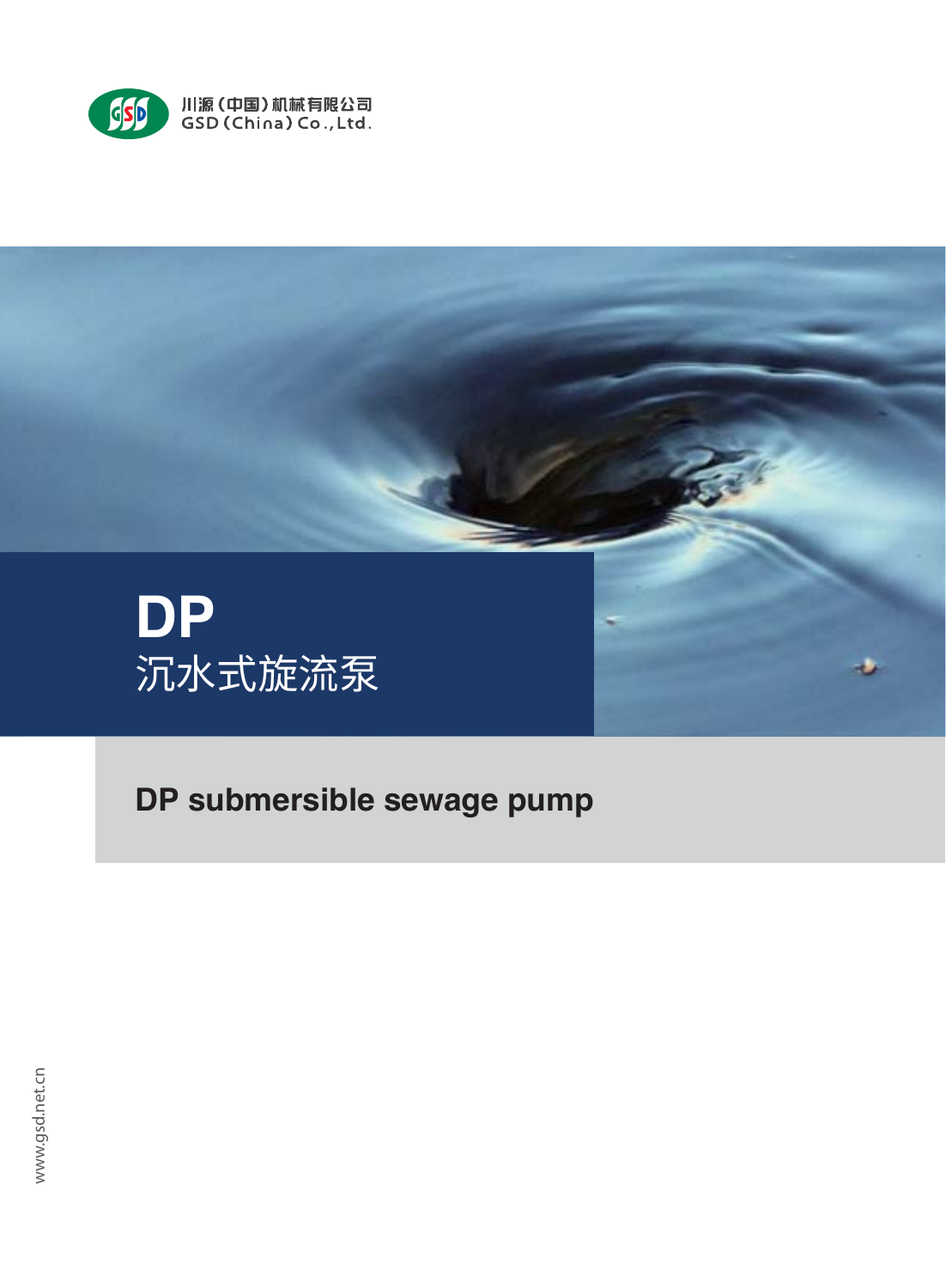川源（中国）机械有限公司
GSD (China) Co., Ltd.

# DP
## 沉水式旋流泵

## DP submersible sewage pump

www.gsd.net.cn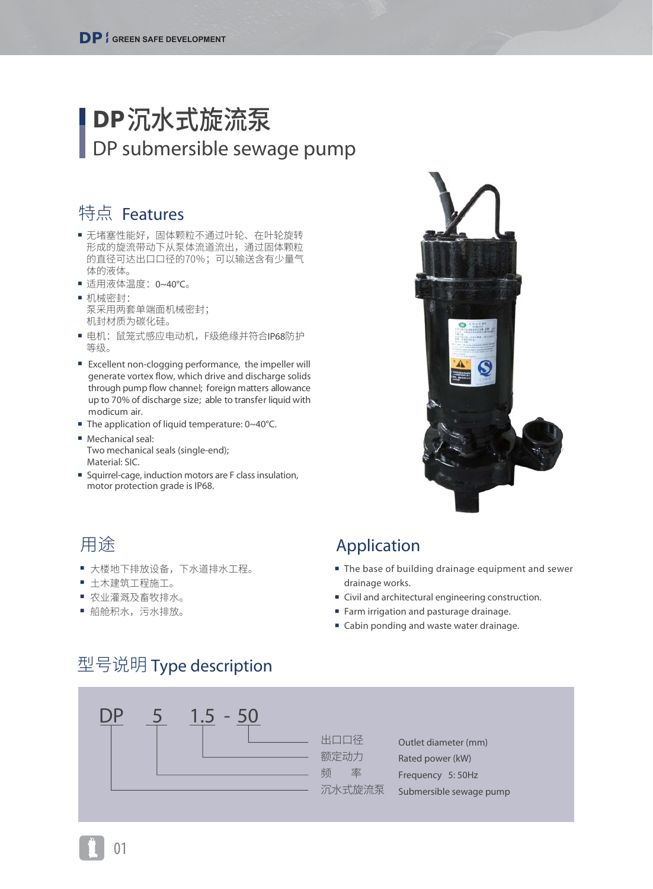# DP沉水式旋流泵

# DP submersible sewage pump

## 特点 Features

- 无堵塞性能好，固体颗粒不通过叶轮、在叶轮旋转形成的旋流带动下从泵体流道流出，通过固体颗粒的直径可达出口口径的70%；可以输送含有少量气体的液体。
- 适用液体温度：0~40℃。
- 机械密封：
  泵采用两套单端面机械密封；
  机封材质为碳化硅。
- 电机：鼠笼式感应电动机，F级绝缘并符合IP68防护等级。

- Excellent non-clogging performance, the impeller will generate vortex flow, which drive and discharge solids through pump flow channel; foreign matters allowance up to 70% of discharge size; able to transfer liquid with modicum air.
- The application of liquid temperature: 0~40℃.
- Mechanical seal:
  Two mechanical seals (single-end);
  Material: SIC.
- Squirrel-cage, induction motors are F class insulation, motor protection grade is IP68.

## 用途

- 大楼地下排放设备，下水道排水工程。
- 土木建筑工程施工。
- 农业灌溉及畜牧排水。
- 船舱积水，污水排放。

## Application

- The base of building drainage equipment and sewer drainage works.
- Civil and architectural engineering construction.
- Farm irrigation and pasturage drainage.
- Cabin ponding and waste water drainage.

## 型号说明 Type description

DP 5 1.5 - 50

| 代号 | 说明 | Description |
|---|---|---|
| 50 | 出口口径 | Outlet diameter (mm) |
| 1.5 | 额定动力 | Rated power (kW) |
| 5 | 频　率 | Frequency　5: 50Hz |
| DP | 沉水式旋流泵 | Submersible sewage pump |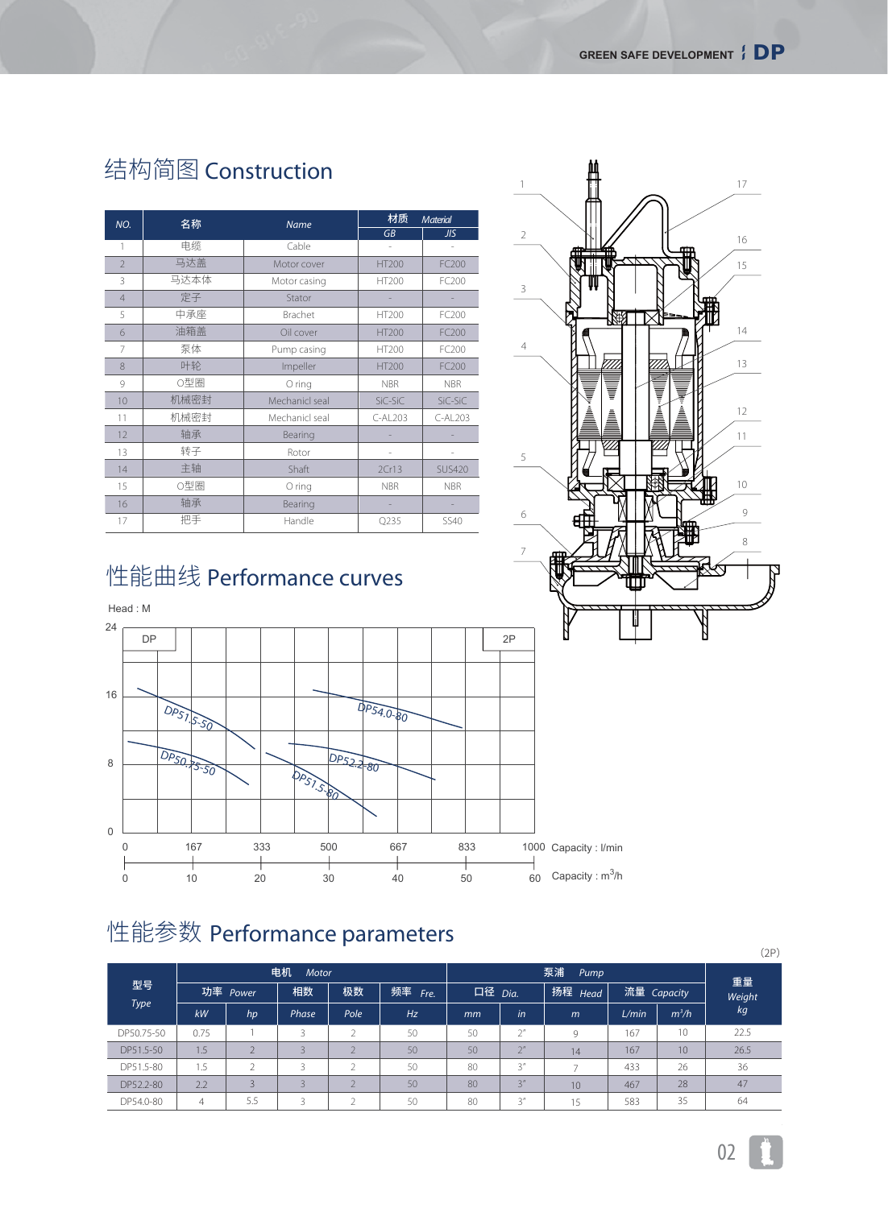## 结构简图 Construction

| NO. | 名称 | Name | 材质 Material GB | 材质 Material JIS |
|---|---|---|---|---|
| 1 | 电缆 | Cable | - | - |
| 2 | 马达盖 | Motor cover | HT200 | FC200 |
| 3 | 马达本体 | Motor casing | HT200 | FC200 |
| 4 | 定子 | Stator | - | - |
| 5 | 中承座 | Brachet | HT200 | FC200 |
| 6 | 油箱盖 | Oil cover | HT200 | FC200 |
| 7 | 泵体 | Pump casing | HT200 | FC200 |
| 8 | 叶轮 | Impeller | HT200 | FC200 |
| 9 | O型圈 | O ring | NBR | NBR |
| 10 | 机械密封 | Mechanicl seal | SiC-SiC | SiC-SiC |
| 11 | 机械密封 | Mechanicl seal | C-AL203 | C-AL203 |
| 12 | 轴承 | Bearing | - | - |
| 13 | 转子 | Rotor | - | - |
| 14 | 主轴 | Shaft | 2Cr13 | SUS420 |
| 15 | O型圈 | O ring | NBR | NBR |
| 16 | 轴承 | Bearing | - | - |
| 17 | 把手 | Handle | Q235 | SS40 |

## 性能曲线 Performance curves

Head : M

DP 2P

DP51.5-50, DP50.75-50, DP54.0-80, DP52.2-80, DP51.5-80

Capacity : l/min (0, 167, 333, 500, 667, 833, 1000)

Capacity : $m^3/h$ (0, 10, 20, 30, 40, 50, 60)

## 性能参数 Performance parameters

(2P)

| 型号 Type | 电机 Motor 功率 Power kW | 电机 Motor 功率 Power hp | 相数 Phase | 极数 Pole | 频率 Fre. Hz | 泵浦 Pump 口径 Dia. mm | 口径 Dia. in | 扬程 Head m | 流量 Capacity L/min | 流量 Capacity $m^3/h$ | 重量 Weight kg |
|---|---|---|---|---|---|---|---|---|---|---|---|
| DP50.75-50 | 0.75 | 1 | 3 | 2 | 50 | 50 | 2" | 9 | 167 | 10 | 22.5 |
| DP51.5-50 | 1.5 | 2 | 3 | 2 | 50 | 50 | 2" | 14 | 167 | 10 | 26.5 |
| DP51.5-80 | 1.5 | 2 | 3 | 2 | 50 | 80 | 3" | 7 | 433 | 26 | 36 |
| DP52.2-80 | 2.2 | 3 | 3 | 2 | 50 | 80 | 3" | 10 | 467 | 28 | 47 |
| DP54.0-80 | 4 | 5.5 | 3 | 2 | 50 | 80 | 3" | 15 | 583 | 35 | 64 |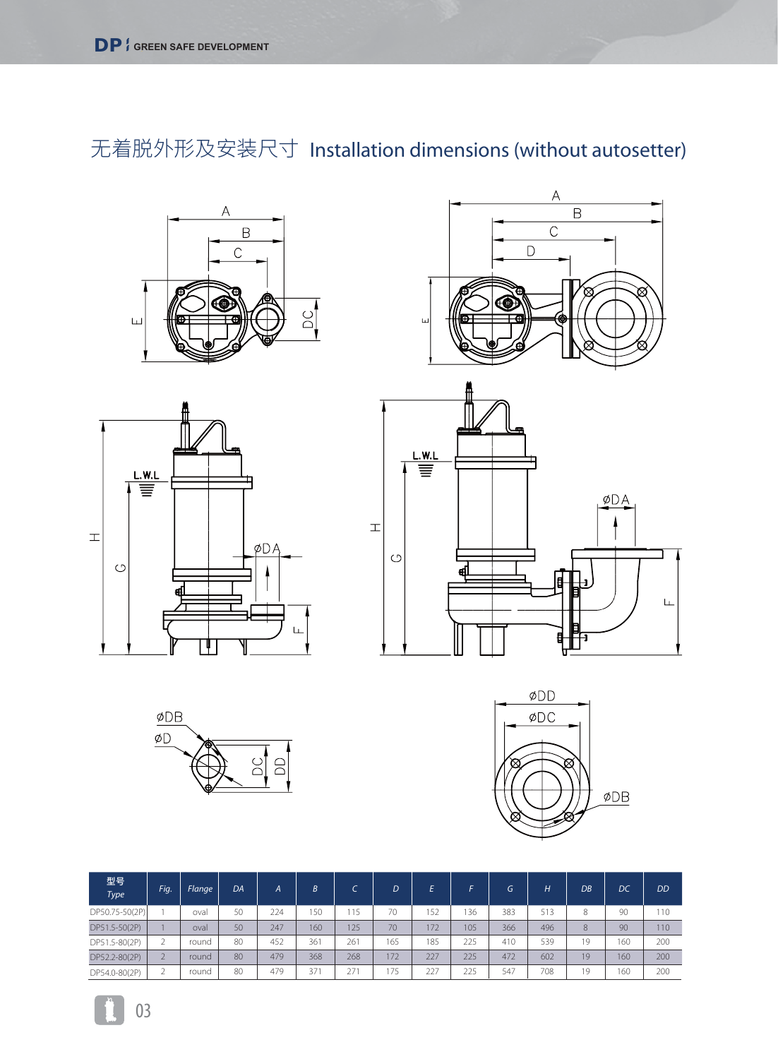## 无着脱外形及安装尺寸 Installation dimensions (without autosetter)

| 型号 Type | Fig. | Flange | DA | A | B | C | D | E | F | G | H | DB | DC | DD |
|---|---|---|---|---|---|---|---|---|---|---|---|---|---|---|
| DPS0.75-50(2P) | 1 | oval | 50 | 224 | 150 | 115 | 70 | 152 | 136 | 383 | 513 | 8 | 90 | 110 |
| DPS1.5-50(2P) | 1 | oval | 50 | 247 | 160 | 125 | 70 | 172 | 105 | 366 | 496 | 8 | 90 | 110 |
| DPS1.5-80(2P) | 2 | round | 80 | 452 | 361 | 261 | 165 | 185 | 225 | 410 | 539 | 19 | 160 | 200 |
| DPS2.2-80(2P) | 2 | round | 80 | 479 | 368 | 268 | 172 | 227 | 225 | 472 | 602 | 19 | 160 | 200 |
| DPS4.0-80(2P) | 2 | round | 80 | 479 | 371 | 271 | 175 | 227 | 225 | 547 | 708 | 19 | 160 | 200 |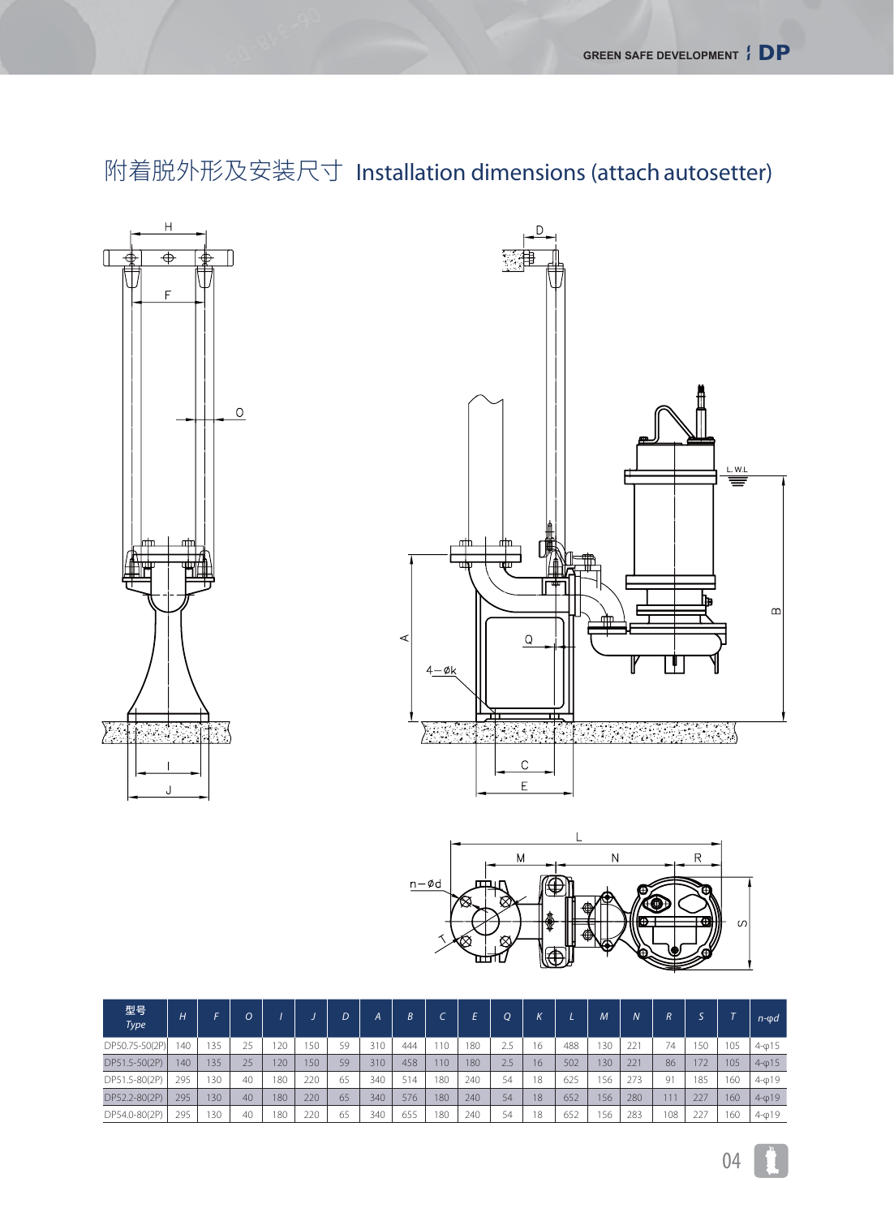## 附着脱外形及安装尺寸 Installation dimensions (attach autosetter)

| 型号 Type | H | F | O | I | J | D | A | B | C | E | Q | K | L | M | N | R | S | T | n-φd |
|---|---|---|---|---|---|---|---|---|---|---|---|---|---|---|---|---|---|---|---|
| DP50.75-50(2P) | 140 | 135 | 25 | 120 | 150 | 59 | 310 | 444 | 110 | 180 | 2.5 | 16 | 488 | 130 | 221 | 74 | 150 | 105 | 4-φ15 |
| DP51.5-50(2P) | 140 | 135 | 25 | 120 | 150 | 59 | 310 | 458 | 110 | 180 | 2.5 | 16 | 502 | 130 | 221 | 86 | 172 | 105 | 4-φ15 |
| DP51.5-80(2P) | 295 | 130 | 40 | 180 | 220 | 65 | 340 | 514 | 180 | 240 | 54 | 18 | 625 | 156 | 273 | 91 | 185 | 160 | 4-φ19 |
| DP52.2-80(2P) | 295 | 130 | 40 | 180 | 220 | 65 | 340 | 576 | 180 | 240 | 54 | 18 | 652 | 156 | 280 | 111 | 227 | 160 | 4-φ19 |
| DP54.0-80(2P) | 295 | 130 | 40 | 180 | 220 | 65 | 340 | 655 | 180 | 240 | 54 | 18 | 652 | 156 | 283 | 108 | 227 | 160 | 4-φ19 |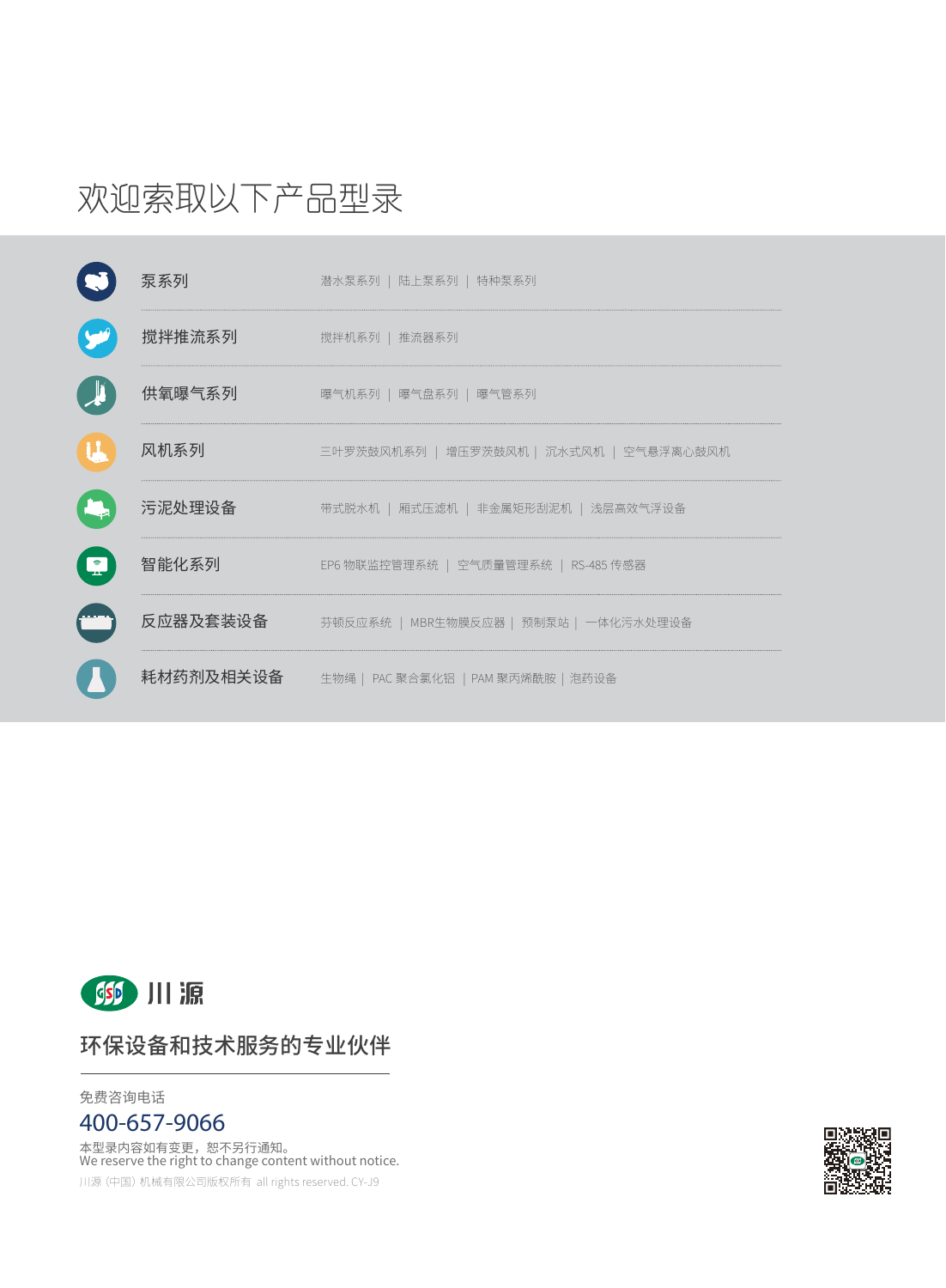# 欢迎索取以下产品型录

| | |
|---|---|
| 泵系列 | 潜水泵系列 \| 陆上泵系列 \| 特种泵系列 |
| 搅拌推流系列 | 搅拌机系列 \| 推流器系列 |
| 供氧曝气系列 | 曝气机系列 \| 曝气盘系列 \| 曝气管系列 |
| 风机系列 | 三叶罗茨鼓风机系列 \| 增压罗茨鼓风机 \| 沉水式风机 \| 空气悬浮离心鼓风机 |
| 污泥处理设备 | 带式脱水机 \| 厢式压滤机 \| 非金属矩形刮泥机 \| 浅层高效气浮设备 |
| 智能化系列 | EP6 物联监控管理系统 \| 空气质量管理系统 \| RS-485 传感器 |
| 反应器及套装设备 | 芬顿反应系统 \| MBR生物膜反应器 \| 预制泵站 \| 一体化污水处理设备 |
| 耗材药剂及相关设备 | 生物绳 \| PAC 聚合氯化铝 \| PAM 聚丙烯酰胺 \| 泡药设备 |

GSD 川源

## 环保设备和技术服务的专业伙伴

免费咨询电话

400-657-9066

本型录内容如有变更，恕不另行通知。
We reserve the right to change content without notice.

川源（中国）机械有限公司版权所有 all rights reserved. CY-J9